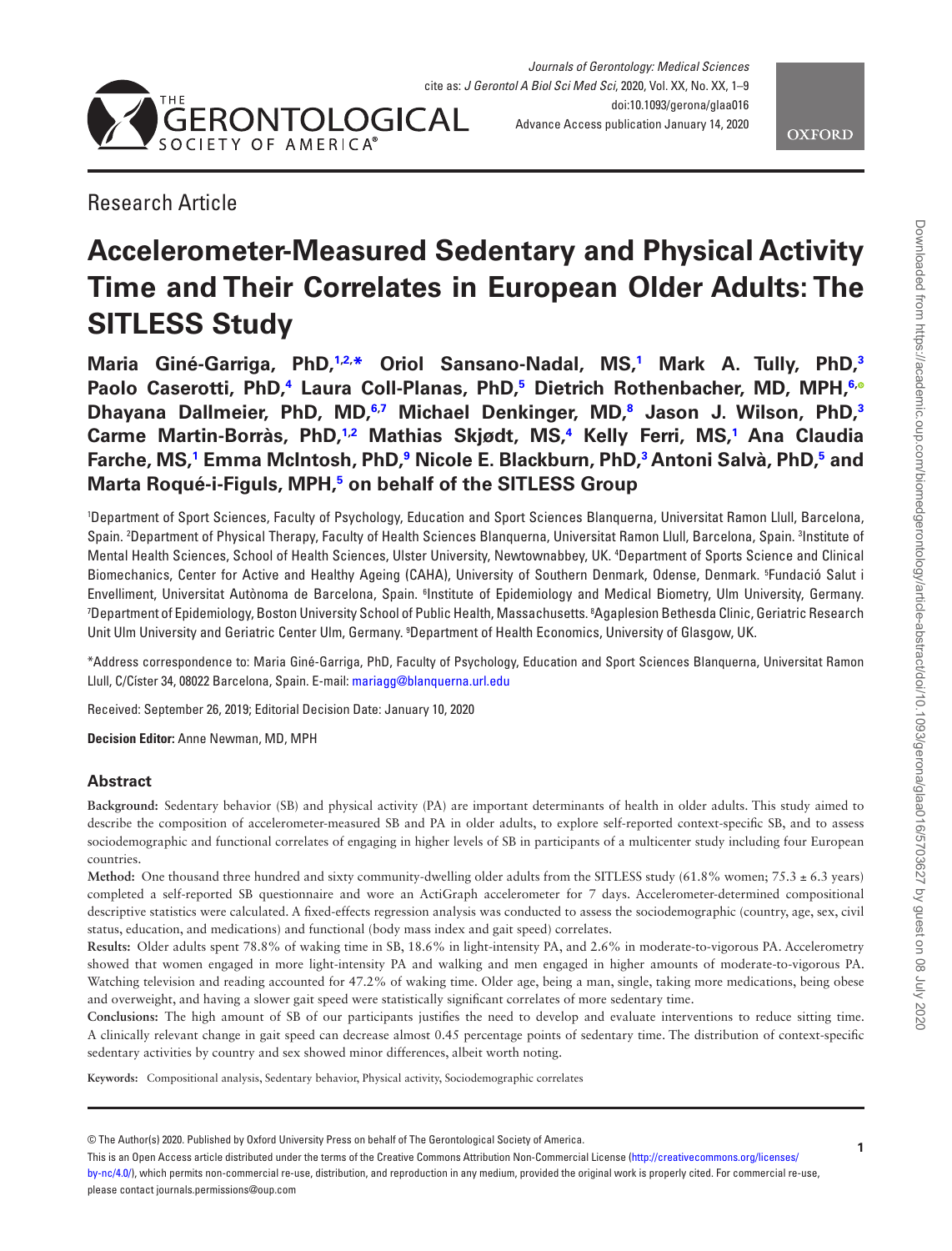Research Article

# Accelerometer-Measured Sedentary and Physical Activity Time and Their Correlates in European Older Adults: The SITLESS Study

**Maria Giné-Garriga, PhD,[1,2,*] Oriol Sansano-Nadal, MS,[1] Mark A. Tully, PhD,[3] Paolo Caserotti, PhD,[4] Laura Coll-Planas, PhD,[5] Dietrich Rothenbacher, MD, MPH,[6] Dhayana Dallmeier, PhD, MD,[6,7] Michael Denkinger, MD,[8] Jason J. Wilson, PhD,[3] Carme Martin-Borràs, PhD,[1,2] Mathias Skjødt, MS,[4] Kelly Ferri, MS,[1] Ana Claudia Farche, MS,[1] Emma McIntosh, PhD,[9] Nicole E. Blackburn, PhD,[3] Antoni Salvà, PhD,[5] and Marta Roqué-i-Figuls, MPH,[5] on behalf of the SITLESS Group**

[1]Department of Sport Sciences, Faculty of Psychology, Education and Sport Sciences Blanquerna, Universitat Ramon Llull, Barcelona, Spain. [2]Department of Physical Therapy, Faculty of Health Sciences Blanquerna, Universitat Ramon Llull, Barcelona, Spain. [3]Institute of Mental Health Sciences, School of Health Sciences, Ulster University, Newtownabbey, UK. [4]Department of Sports Science and Clinical Biomechanics, Center for Active and Healthy Ageing (CAHA), University of Southern Denmark, Odense, Denmark. [5]Fundació Salut i Envelliment, Universitat Autònoma de Barcelona, Spain. [6]Institute of Epidemiology and Medical Biometry, Ulm University, Germany. [7]Department of Epidemiology, Boston University School of Public Health, Massachusetts. [8]Agaplesion Bethesda Clinic, Geriatric Research Unit Ulm University and Geriatric Center Ulm, Germany. [9]Department of Health Economics, University of Glasgow, UK.

*Address correspondence to: Maria Giné-Garriga, PhD, Faculty of Psychology, Education and Sport Sciences Blanquerna, Universitat Ramon Llull, C/Císter 34, 08022 Barcelona, Spain. E-mail: mariagg@blanquerna.url.edu

Received: September 26, 2019; Editorial Decision Date: January 10, 2020

**Decision Editor:** Anne Newman, MD, MPH

## Abstract

**Background:** Sedentary behavior (SB) and physical activity (PA) are important determinants of health in older adults. This study aimed to describe the composition of accelerometer-measured SB and PA in older adults, to explore self-reported context-specific SB, and to assess sociodemographic and functional correlates of engaging in higher levels of SB in participants of a multicenter study including four European countries.

**Method:** One thousand three hundred and sixty community-dwelling older adults from the SITLESS study (61.8% women; 75.3 ± 6.3 years) completed a self-reported SB questionnaire and wore an ActiGraph accelerometer for 7 days. Accelerometer-determined compositional descriptive statistics were calculated. A fixed-effects regression analysis was conducted to assess the sociodemographic (country, age, sex, civil status, education, and medications) and functional (body mass index and gait speed) correlates.

**Results:** Older adults spent 78.8% of waking time in SB, 18.6% in light-intensity PA, and 2.6% in moderate-to-vigorous PA. Accelerometry showed that women engaged in more light-intensity PA and walking and men engaged in higher amounts of moderate-to-vigorous PA. Watching television and reading accounted for 47.2% of waking time. Older age, being a man, single, taking more medications, being obese and overweight, and having a slower gait speed were statistically significant correlates of more sedentary time.

**Conclusions:** The high amount of SB of our participants justifies the need to develop and evaluate interventions to reduce sitting time. A clinically relevant change in gait speed can decrease almost 0.45 percentage points of sedentary time. The distribution of context-specific sedentary activities by country and sex showed minor differences, albeit worth noting.

**Keywords:** Compositional analysis, Sedentary behavior, Physical activity, Sociodemographic correlates

© The Author(s) 2020. Published by Oxford University Press on behalf of The Gerontological Society of America.
This is an Open Access article distributed under the terms of the Creative Commons Attribution Non-Commercial License (http://creativecommons.org/licenses/by-nc/4.0/), which permits non-commercial re-use, distribution, and reproduction in any medium, provided the original work is properly cited. For commercial re-use, please contact journals.permissions@oup.com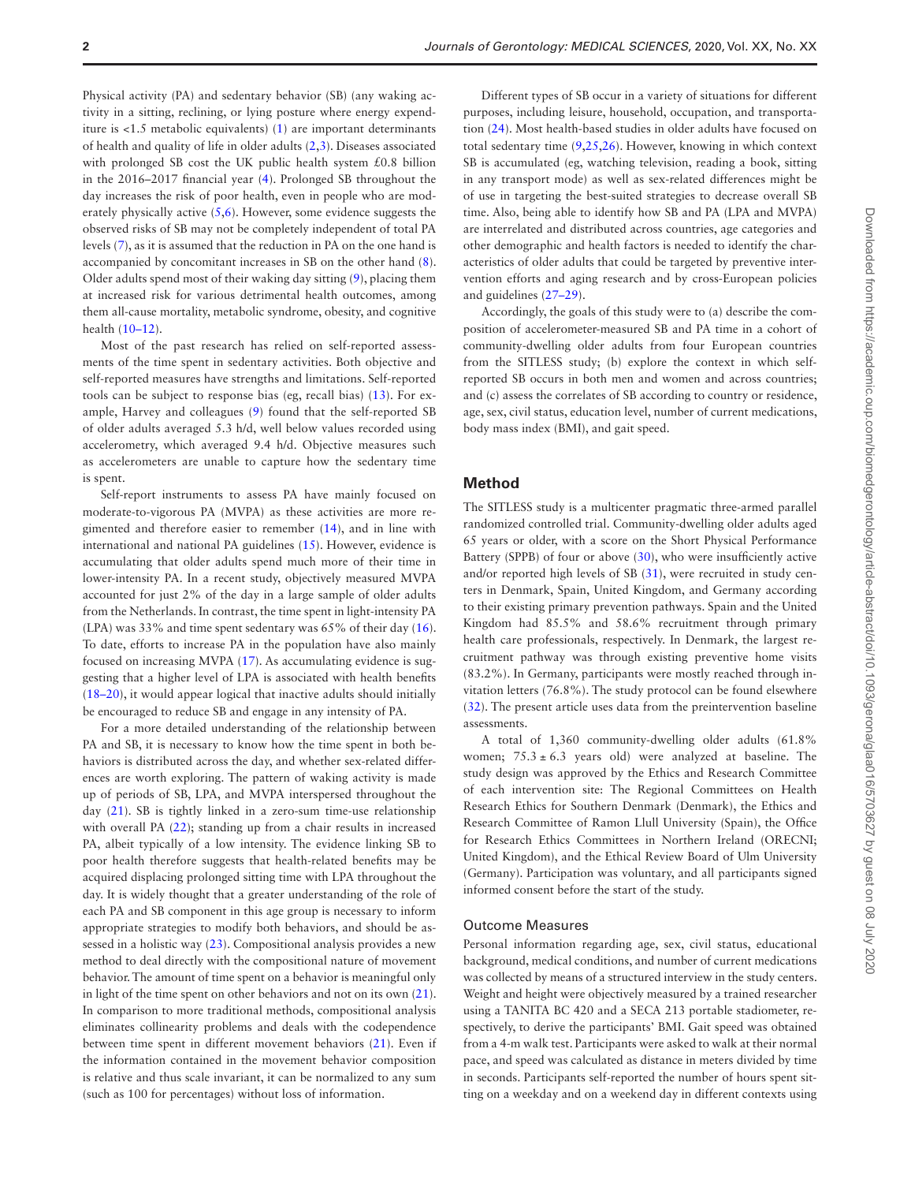Physical activity (PA) and sedentary behavior (SB) (any waking activity in a sitting, reclining, or lying posture where energy expenditure is <1.5 metabolic equivalents) (1) are important determinants of health and quality of life in older adults (2,3). Diseases associated with prolonged SB cost the UK public health system £0.8 billion in the 2016–2017 financial year (4). Prolonged SB throughout the day increases the risk of poor health, even in people who are moderately physically active (5,6). However, some evidence suggests the observed risks of SB may not be completely independent of total PA levels (7), as it is assumed that the reduction in PA on the one hand is accompanied by concomitant increases in SB on the other hand (8). Older adults spend most of their waking day sitting (9), placing them at increased risk for various detrimental health outcomes, among them all-cause mortality, metabolic syndrome, obesity, and cognitive health (10–12).

Most of the past research has relied on self-reported assessments of the time spent in sedentary activities. Both objective and self-reported measures have strengths and limitations. Self-reported tools can be subject to response bias (eg, recall bias) (13). For example, Harvey and colleagues (9) found that the self-reported SB of older adults averaged 5.3 h/d, well below values recorded using accelerometry, which averaged 9.4 h/d. Objective measures such as accelerometers are unable to capture how the sedentary time is spent.

Self-report instruments to assess PA have mainly focused on moderate-to-vigorous PA (MVPA) as these activities are more regimented and therefore easier to remember (14), and in line with international and national PA guidelines (15). However, evidence is accumulating that older adults spend much more of their time in lower-intensity PA. In a recent study, objectively measured MVPA accounted for just 2% of the day in a large sample of older adults from the Netherlands. In contrast, the time spent in light-intensity PA (LPA) was 33% and time spent sedentary was 65% of their day (16). To date, efforts to increase PA in the population have also mainly focused on increasing MVPA (17). As accumulating evidence is suggesting that a higher level of LPA is associated with health benefits (18–20), it would appear logical that inactive adults should initially be encouraged to reduce SB and engage in any intensity of PA.

For a more detailed understanding of the relationship between PA and SB, it is necessary to know how the time spent in both behaviors is distributed across the day, and whether sex-related differences are worth exploring. The pattern of waking activity is made up of periods of SB, LPA, and MVPA interspersed throughout the day (21). SB is tightly linked in a zero-sum time-use relationship with overall PA (22); standing up from a chair results in increased PA, albeit typically of a low intensity. The evidence linking SB to poor health therefore suggests that health-related benefits may be acquired displacing prolonged sitting time with LPA throughout the day. It is widely thought that a greater understanding of the role of each PA and SB component in this age group is necessary to inform appropriate strategies to modify both behaviors, and should be assessed in a holistic way (23). Compositional analysis provides a new method to deal directly with the compositional nature of movement behavior. The amount of time spent on a behavior is meaningful only in light of the time spent on other behaviors and not on its own (21). In comparison to more traditional methods, compositional analysis eliminates collinearity problems and deals with the codependence between time spent in different movement behaviors (21). Even if the information contained in the movement behavior composition is relative and thus scale invariant, it can be normalized to any sum (such as 100 for percentages) without loss of information.

Different types of SB occur in a variety of situations for different purposes, including leisure, household, occupation, and transportation (24). Most health-based studies in older adults have focused on total sedentary time (9,25,26). However, knowing in which context SB is accumulated (eg, watching television, reading a book, sitting in any transport mode) as well as sex-related differences might be of use in targeting the best-suited strategies to decrease overall SB time. Also, being able to identify how SB and PA (LPA and MVPA) are interrelated and distributed across countries, age categories and other demographic and health factors is needed to identify the characteristics of older adults that could be targeted by preventive intervention efforts and aging research and by cross-European policies and guidelines (27–29).

Accordingly, the goals of this study were to (a) describe the composition of accelerometer-measured SB and PA time in a cohort of community-dwelling older adults from four European countries from the SITLESS study; (b) explore the context in which self-reported SB occurs in both men and women and across countries; and (c) assess the correlates of SB according to country or residence, age, sex, civil status, education level, number of current medications, body mass index (BMI), and gait speed.

## Method

The SITLESS study is a multicenter pragmatic three-armed parallel randomized controlled trial. Community-dwelling older adults aged 65 years or older, with a score on the Short Physical Performance Battery (SPPB) of four or above (30), who were insufficiently active and/or reported high levels of SB (31), were recruited in study centers in Denmark, Spain, United Kingdom, and Germany according to their existing primary prevention pathways. Spain and the United Kingdom had 85.5% and 58.6% recruitment through primary health care professionals, respectively. In Denmark, the largest recruitment pathway was through existing preventive home visits (83.2%). In Germany, participants were mostly reached through invitation letters (76.8%). The study protocol can be found elsewhere (32). The present article uses data from the preintervention baseline assessments.

A total of 1,360 community-dwelling older adults (61.8% women; 75.3 ± 6.3 years old) were analyzed at baseline. The study design was approved by the Ethics and Research Committee of each intervention site: The Regional Committees on Health Research Ethics for Southern Denmark (Denmark), the Ethics and Research Committee of Ramon Llull University (Spain), the Office for Research Ethics Committees in Northern Ireland (ORECNI; United Kingdom), and the Ethical Review Board of Ulm University (Germany). Participation was voluntary, and all participants signed informed consent before the start of the study.

### Outcome Measures

Personal information regarding age, sex, civil status, educational background, medical conditions, and number of current medications was collected by means of a structured interview in the study centers. Weight and height were objectively measured by a trained researcher using a TANITA BC 420 and a SECA 213 portable stadiometer, respectively, to derive the participants' BMI. Gait speed was obtained from a 4-m walk test. Participants were asked to walk at their normal pace, and speed was calculated as distance in meters divided by time in seconds. Participants self-reported the number of hours spent sitting on a weekday and on a weekend day in different contexts using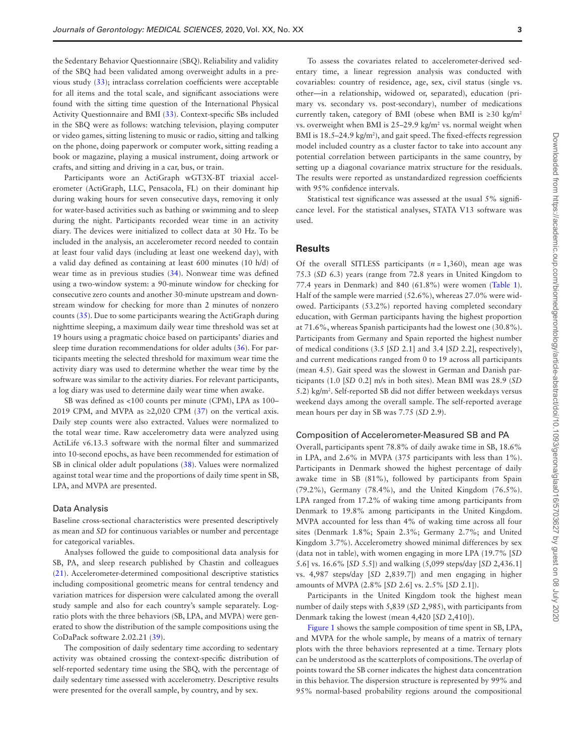the Sedentary Behavior Questionnaire (SBQ). Reliability and validity of the SBQ had been validated among overweight adults in a previous study (33); intraclass correlation coefficients were acceptable for all items and the total scale, and significant associations were found with the sitting time question of the International Physical Activity Questionnaire and BMI (33). Context-specific SBs included in the SBQ were as follows: watching television, playing computer or video games, sitting listening to music or radio, sitting and talking on the phone, doing paperwork or computer work, sitting reading a book or magazine, playing a musical instrument, doing artwork or crafts, and sitting and driving in a car, bus, or train.

Participants wore an ActiGraph wGT3X-BT triaxial accelerometer (ActiGraph, LLC, Pensacola, FL) on their dominant hip during waking hours for seven consecutive days, removing it only for water-based activities such as bathing or swimming and to sleep during the night. Participants recorded wear time in an activity diary. The devices were initialized to collect data at 30 Hz. To be included in the analysis, an accelerometer record needed to contain at least four valid days (including at least one weekend day), with a valid day defined as containing at least 600 minutes (10 h/d) of wear time as in previous studies (34). Nonwear time was defined using a two-window system: a 90-minute window for checking for consecutive zero counts and another 30-minute upstream and downstream window for checking for more than 2 minutes of nonzero counts (35). Due to some participants wearing the ActiGraph during nighttime sleeping, a maximum daily wear time threshold was set at 19 hours using a pragmatic choice based on participants' diaries and sleep time duration recommendations for older adults (36). For participants meeting the selected threshold for maximum wear time the activity diary was used to determine whether the wear time by the software was similar to the activity diaries. For relevant participants, a log diary was used to determine daily wear time when awake.

SB was defined as <100 counts per minute (CPM), LPA as 100–2019 CPM, and MVPA as ≥2,020 CPM (37) on the vertical axis. Daily step counts were also extracted. Values were normalized to the total wear time. Raw accelerometry data were analyzed using ActiLife v6.13.3 software with the normal filter and summarized into 10-second epochs, as have been recommended for estimation of SB in clinical older adult populations (38). Values were normalized against total wear time and the proportions of daily time spent in SB, LPA, and MVPA are presented.

### Data Analysis

Baseline cross-sectional characteristics were presented descriptively as mean and *SD* for continuous variables or number and percentage for categorical variables.

Analyses followed the guide to compositional data analysis for SB, PA, and sleep research published by Chastin and colleagues (21). Accelerometer-determined compositional descriptive statistics including compositional geometric means for central tendency and variation matrices for dispersion were calculated among the overall study sample and also for each country's sample separately. Log-ratio plots with the three behaviors (SB, LPA, and MVPA) were generated to show the distribution of the sample compositions using the CoDaPack software 2.02.21 (39).

The composition of daily sedentary time according to sedentary activity was obtained crossing the context-specific distribution of self-reported sedentary time using the SBQ, with the percentage of daily sedentary time assessed with accelerometry. Descriptive results were presented for the overall sample, by country, and by sex.

To assess the covariates related to accelerometer-derived sedentary time, a linear regression analysis was conducted with covariables: country of residence, age, sex, civil status (single vs. other—in a relationship, widowed or, separated), education (primary vs. secondary vs. post-secondary), number of medications currently taken, category of BMI (obese when BMI is ≥30 kg/m$^2$ vs. overweight when BMI is 25–29.9 kg/m$^2$ vs. normal weight when BMI is 18.5–24.9 kg/m$^2$), and gait speed. The fixed-effects regression model included country as a cluster factor to take into account any potential correlation between participants in the same country, by setting up a diagonal covariance matrix structure for the residuals. The results were reported as unstandardized regression coefficients with 95% confidence intervals.

Statistical test significance was assessed at the usual 5% significance level. For the statistical analyses, STATA V13 software was used.

## Results

Of the overall SITLESS participants ($n$ = 1,360), mean age was 75.3 (*SD* 6.3) years (range from 72.8 years in United Kingdom to 77.4 years in Denmark) and 840 (61.8%) were women (Table 1). Half of the sample were married (52.6%), whereas 27.0% were widowed. Participants (53.2%) reported having completed secondary education, with German participants having the highest proportion at 71.6%, whereas Spanish participants had the lowest one (30.8%). Participants from Germany and Spain reported the highest number of medical conditions (3.5 [*SD* 2.1] and 3.4 [*SD* 2.2], respectively), and current medications ranged from 0 to 19 across all participants (mean 4.5). Gait speed was the slowest in German and Danish participants (1.0 [*SD* 0.2] m/s in both sites). Mean BMI was 28.9 (*SD* 5.2) kg/m$^2$. Self-reported SB did not differ between weekdays versus weekend days among the overall sample. The self-reported average mean hours per day in SB was 7.75 (*SD* 2.9).

### Composition of Accelerometer-Measured SB and PA

Overall, participants spent 78.8% of daily awake time in SB, 18.6% in LPA, and 2.6% in MVPA (375 participants with less than 1%). Participants in Denmark showed the highest percentage of daily awake time in SB (81%), followed by participants from Spain (79.2%), Germany (78.4%), and the United Kingdom (76.5%). LPA ranged from 17.2% of waking time among participants from Denmark to 19.8% among participants in the United Kingdom. MVPA accounted for less than 4% of waking time across all four sites (Denmark 1.8%; Spain 2.3%; Germany 2.7%; and United Kingdom 3.7%). Accelerometry showed minimal differences by sex (data not in table), with women engaging in more LPA (19.7% [*SD* 5.6] vs. 16.6% [*SD* 5.5]) and walking (5,099 steps/day [*SD* 2,436.1] vs. 4,987 steps/day [*SD* 2,839.7]) and men engaging in higher amounts of MVPA (2.8% [*SD* 2.6] vs. 2.5% [*SD* 2.1]).

Participants in the United Kingdom took the highest mean number of daily steps with 5,839 (*SD* 2,985), with participants from Denmark taking the lowest (mean 4,420 [*SD* 2,410]).

Figure 1 shows the sample composition of time spent in SB, LPA, and MVPA for the whole sample, by means of a matrix of ternary plots with the three behaviors represented at a time. Ternary plots can be understood as the scatterplots of compositions. The overlap of points toward the SB corner indicates the highest data concentration in this behavior. The dispersion structure is represented by 99% and 95% normal-based probability regions around the compositional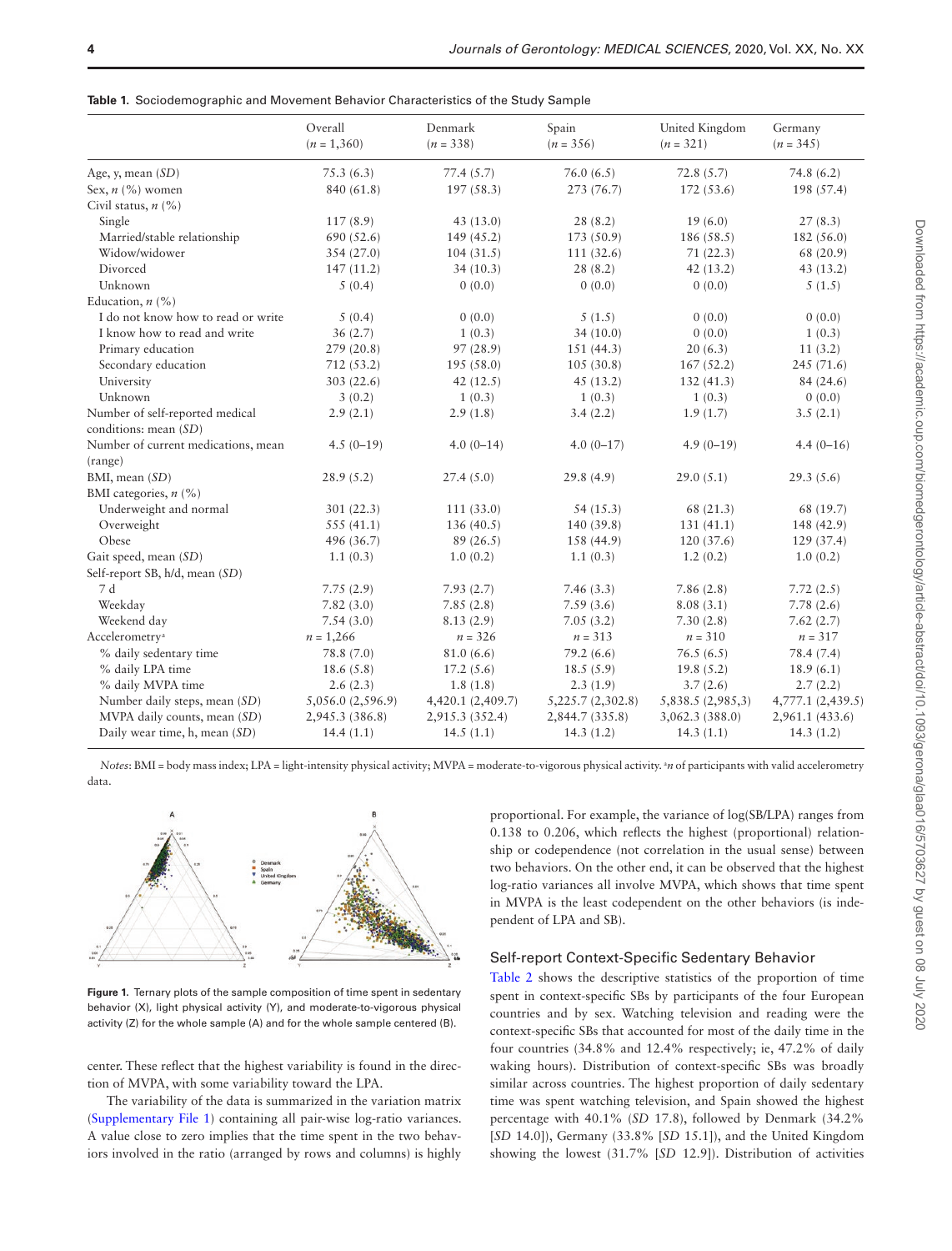**Table 1.** Sociodemographic and Movement Behavior Characteristics of the Study Sample

| | Overall ($n$ = 1,360) | Denmark ($n$ = 338) | Spain ($n$ = 356) | United Kingdom ($n$ = 321) | Germany ($n$ = 345) |
|---|---|---|---|---|---|
| Age, y, mean (*SD*) | 75.3 (6.3) | 77.4 (5.7) | 76.0 (6.5) | 72.8 (5.7) | 74.8 (6.2) |
| Sex, $n$ (%) women | 840 (61.8) | 197 (58.3) | 273 (76.7) | 172 (53.6) | 198 (57.4) |
| Civil status, $n$ (%) | | | | | |
| Single | 117 (8.9) | 43 (13.0) | 28 (8.2) | 19 (6.0) | 27 (8.3) |
| Married/stable relationship | 690 (52.6) | 149 (45.2) | 173 (50.9) | 186 (58.5) | 182 (56.0) |
| Widow/widower | 354 (27.0) | 104 (31.5) | 111 (32.6) | 71 (22.3) | 68 (20.9) |
| Divorced | 147 (11.2) | 34 (10.3) | 28 (8.2) | 42 (13.2) | 43 (13.2) |
| Unknown | 5 (0.4) | 0 (0.0) | 0 (0.0) | 0 (0.0) | 5 (1.5) |
| Education, $n$ (%) | | | | | |
| I do not know how to read or write | 5 (0.4) | 0 (0.0) | 5 (1.5) | 0 (0.0) | 0 (0.0) |
| I know how to read and write | 36 (2.7) | 1 (0.3) | 34 (10.0) | 0 (0.0) | 1 (0.3) |
| Primary education | 279 (20.8) | 97 (28.9) | 151 (44.3) | 20 (6.3) | 11 (3.2) |
| Secondary education | 712 (53.2) | 195 (58.0) | 105 (30.8) | 167 (52.2) | 245 (71.6) |
| University | 303 (22.6) | 42 (12.5) | 45 (13.2) | 132 (41.3) | 84 (24.6) |
| Unknown | 3 (0.2) | 1 (0.3) | 1 (0.3) | 1 (0.3) | 0 (0.0) |
| Number of self-reported medical conditions: mean (*SD*) | 2.9 (2.1) | 2.9 (1.8) | 3.4 (2.2) | 1.9 (1.7) | 3.5 (2.1) |
| Number of current medications, mean (range) | 4.5 (0–19) | 4.0 (0–14) | 4.0 (0–17) | 4.9 (0–19) | 4.4 (0–16) |
| BMI, mean (*SD*) | 28.9 (5.2) | 27.4 (5.0) | 29.8 (4.9) | 29.0 (5.1) | 29.3 (5.6) |
| BMI categories, $n$ (%) | | | | | |
| Underweight and normal | 301 (22.3) | 111 (33.0) | 54 (15.3) | 68 (21.3) | 68 (19.7) |
| Overweight | 555 (41.1) | 136 (40.5) | 140 (39.8) | 131 (41.1) | 148 (42.9) |
| Obese | 496 (36.7) | 89 (26.5) | 158 (44.9) | 120 (37.6) | 129 (37.4) |
| Gait speed, mean (*SD*) | 1.1 (0.3) | 1.0 (0.2) | 1.1 (0.3) | 1.2 (0.2) | 1.0 (0.2) |
| Self-report SB, h/d, mean (*SD*) | | | | | |
| 7 d | 7.75 (2.9) | 7.93 (2.7) | 7.46 (3.3) | 7.86 (2.8) | 7.72 (2.5) |
| Weekday | 7.82 (3.0) | 7.85 (2.8) | 7.59 (3.6) | 8.08 (3.1) | 7.78 (2.6) |
| Weekend day | 7.54 (3.0) | 8.13 (2.9) | 7.05 (3.2) | 7.30 (2.8) | 7.62 (2.7) |
| Accelerometry[a] | $n$ = 1,266 | $n$ = 326 | $n$ = 313 | $n$ = 310 | $n$ = 317 |
| % daily sedentary time | 78.8 (7.0) | 81.0 (6.6) | 79.2 (6.6) | 76.5 (6.5) | 78.4 (7.4) |
| % daily LPA time | 18.6 (5.8) | 17.2 (5.6) | 18.5 (5.9) | 19.8 (5.2) | 18.9 (6.1) |
| % daily MVPA time | 2.6 (2.3) | 1.8 (1.8) | 2.3 (1.9) | 3.7 (2.6) | 2.7 (2.2) |
| Number daily steps, mean (*SD*) | 5,056.0 (2,596.9) | 4,420.1 (2,409.7) | 5,225.7 (2,302.8) | 5,838.5 (2,985,3) | 4,777.1 (2,439.5) |
| MVPA daily counts, mean (*SD*) | 2,945.3 (386.8) | 2,915.3 (352.4) | 2,844.7 (335.8) | 3,062.3 (388.0) | 2,961.1 (433.6) |
| Daily wear time, h, mean (*SD*) | 14.4 (1.1) | 14.5 (1.1) | 14.3 (1.2) | 14.3 (1.1) | 14.3 (1.2) |

*Notes*: BMI = body mass index; LPA = light-intensity physical activity; MVPA = moderate-to-vigorous physical activity. [a]$n$ of participants with valid accelerometry data.

**Figure 1.** Ternary plots of the sample composition of time spent in sedentary behavior (X), light physical activity (Y), and moderate-to-vigorous physical activity (Z) for the whole sample (A) and for the whole sample centered (B).

center. These reflect that the highest variability is found in the direction of MVPA, with some variability toward the LPA.

The variability of the data is summarized in the variation matrix (Supplementary File 1) containing all pair-wise log-ratio variances. A value close to zero implies that the time spent in the two behaviors involved in the ratio (arranged by rows and columns) is highly proportional. For example, the variance of log(SB/LPA) ranges from 0.138 to 0.206, which reflects the highest (proportional) relationship or codependence (not correlation in the usual sense) between two behaviors. On the other end, it can be observed that the highest log-ratio variances all involve MVPA, which shows that time spent in MVPA is the least codependent on the other behaviors (is independent of LPA and SB).

## Self-report Context-Specific Sedentary Behavior

Table 2 shows the descriptive statistics of the proportion of time spent in context-specific SBs by participants of the four European countries and by sex. Watching television and reading were the context-specific SBs that accounted for most of the daily time in the four countries (34.8% and 12.4% respectively; ie, 47.2% of daily waking hours). Distribution of context-specific SBs was broadly similar across countries. The highest proportion of daily sedentary time was spent watching television, and Spain showed the highest percentage with 40.1% (*SD* 17.8), followed by Denmark (34.2% [*SD* 14.0]), Germany (33.8% [*SD* 15.1]), and the United Kingdom showing the lowest (31.7% [*SD* 12.9]). Distribution of activities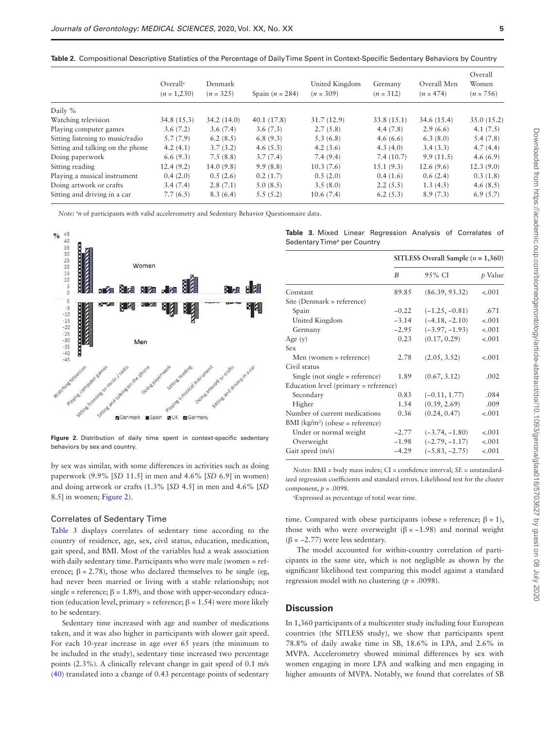**Table 2.** Compositional Descriptive Statistics of the Percentage of Daily Time Spent in Context-Specific Sedentary Behaviors by Country

| | Overall[a] (*n* = 1,230) | Denmark (*n* = 325) | Spain (*n* = 284) | United Kingdom (*n* = 309) | Germany (*n* = 312) | Overall Men (*n* = 474) | Overall Women (*n* = 756) |
|---|---|---|---|---|---|---|---|
| Daily % | | | | | | | |
| Watching television | 34.8 (15.3) | 34.2 (14.0) | 40.1 (17.8) | 31.7 (12.9) | 33.8 (15.1) | 34.6 (15.4) | 35.0 (15.2) |
| Playing computer games | 3.6 (7.2) | 3.6 (7.4) | 3.6 (7.3) | 2.7 (5.8) | 4.4 (7.8) | 2.9 (6.6) | 4.1 (7.5) |
| Sitting listening to music/radio | 5.7 (7.9) | 6.2 (8.5) | 6.8 (9.3) | 5.3 (6.8) | 4.6 (6.6) | 6.3 (8.0) | 5.4 (7.8) |
| Sitting and talking on the phone | 4.2 (4.1) | 3.7 (3.2) | 4.6 (5.3) | 4.2 (3.6) | 4.3 (4.0) | 3.4 (3.3) | 4.7 (4.4) |
| Doing paperwork | 6.6 (9.3) | 7.5 (8.8) | 3.7 (7.4) | 7.4 (9.4) | 7.4 (10.7) | 9.9 (11.5) | 4.6 (6.9) |
| Sitting reading | 12.4 (9.2) | 14.0 (9.8) | 9.9 (8.8) | 10.3 (7.6) | 15.1 (9.3) | 12.6 (9.6) | 12.3 (9.0) |
| Playing a musical instrument | 0.4 (2.0) | 0.5 (2.6) | 0.2 (1.7) | 0.5 (2.0) | 0.4 (1.6) | 0.6 (2.4) | 0.3 (1.8) |
| Doing artwork or crafts | 3.4 (7.4) | 2.8 (7.1) | 5.0 (8.5) | 3.5 (8.0) | 2.2 (5.5) | 1.3 (4.5) | 4.6 (8.5) |
| Sitting and driving in a car | 7.7 (6.5) | 8.3 (6.4) | 5.5 (5.2) | 10.6 (7.4) | 6.2 (5.3) | 8.9 (7.3) | 6.9 (5.7) |

*Note*: [a]*n* of participants with valid accelerometry and Sedentary Behavior Questionnaire data.

**Figure 2.** Distribution of daily time spent in context-specific sedentary behaviors by sex and country.

by sex was similar, with some differences in activities such as doing paperwork (9.9% [*SD* 11.5] in men and 4.6% [*SD* 6.9] in women) and doing artwork or crafts (1.3% [*SD* 4.5] in men and 4.6% [*SD* 8.5] in women; Figure 2).

## Correlates of Sedentary Time

Table 3 displays correlates of sedentary time according to the country of residence, age, sex, civil status, education, medication, gait speed, and BMI. Most of the variables had a weak association with daily sedentary time. Participants who were male (women = reference; β = 2.78), those who declared themselves to be single (eg, had never been married or living with a stable relationship; not single = reference; β = 1.89), and those with upper-secondary education (education level, primary = reference; β = 1.54) were more likely to be sedentary.

Sedentary time increased with age and number of medications taken, and it was also higher in participants with slower gait speed. For each 10-year increase in age over 65 years (the minimum to be included in the study), sedentary time increased two percentage points (2.3%). A clinically relevant change in gait speed of 0.1 m/s (40) translated into a change of 0.43 percentage points of sedentary time. Compared with obese participants (obese = reference; β = 1), those with who were overweight (β = −1.98) and normal weight (β = −2.77) were less sedentary.

The model accounted for within-country correlation of participants in the same site, which is not negligible as shown by the significant likelihood test comparing this model against a standard regression model with no clustering (*p* = .0098).

**Table 3.** Mixed Linear Regression Analysis of Correlates of Sedentary Time[a] per Country

| | SITLESS Overall Sample (*n* = 1,360) | | |
|---|---|---|---|
| | *B* | 95% CI | *p* Value |
| Constant | 89.85 | (86.39, 93.32) | <.001 |
| Site (Denmark = reference) | | | |
| Spain | −0.22 | (−1.25, −0.81) | .671 |
| United Kingdom | −3.14 | (−4.18, −2.10) | <.001 |
| Germany | −2.95 | (−3.97, −1.93) | <.001 |
| Age (y) | 0.23 | (0.17, 0.29) | <.001 |
| Sex | | | |
| Men (women = reference) | 2.78 | (2.05, 3.52) | <.001 |
| Civil status | | | |
| Single (not single = reference) | 1.89 | (0.67, 3.12) | .002 |
| Education level (primary = reference) | | | |
| Secondary | 0.83 | (−0.11, 1.77) | .084 |
| Higher | 1.54 | (0.39, 2.69) | .009 |
| Number of current medications | 0.36 | (0.24, 0.47) | <.001 |
| BMI (kg/m$^2$) (obese = reference) | | | |
| Under or normal weight | −2.77 | (−3.74, −1.80) | <.001 |
| Overweight | −1.98 | (−2.79, −1.17) | <.001 |
| Gait speed (m/s) | −4.29 | (−5.83, −2.75) | <.001 |

*Notes*: BMI = body mass index; CI = confidence interval; *SE* = unstandardized regression coefficients and standard errors. Likelihood test for the cluster component, *p* = .0098.

[a]Expressed as percentage of total wear time.

## Discussion

In 1,360 participants of a multicenter study including four European countries (the SITLESS study), we show that participants spent 78.8% of daily awake time in SB, 18.6% in LPA, and 2.6% in MVPA. Accelerometry showed minimal differences by sex with women engaging in more LPA and walking and men engaging in higher amounts of MVPA. Notably, we found that correlates of SB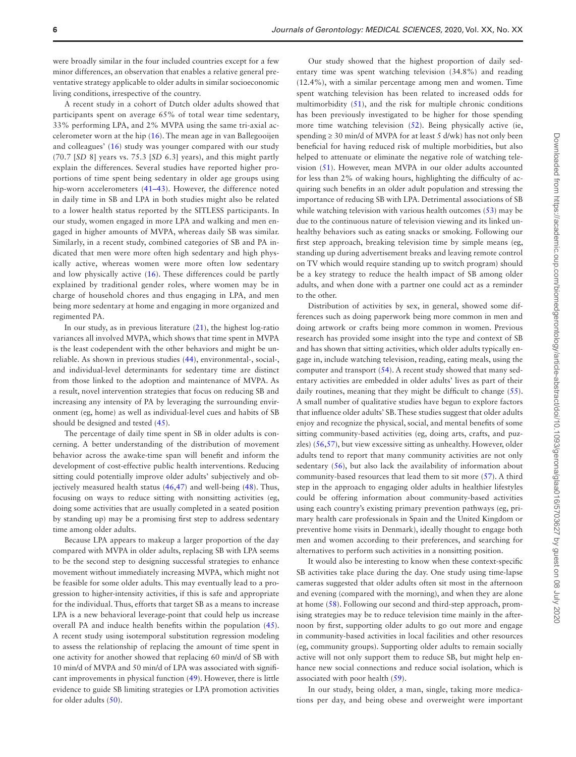were broadly similar in the four included countries except for a few minor differences, an observation that enables a relative general preventative strategy applicable to older adults in similar socioeconomic living conditions, irrespective of the country.

A recent study in a cohort of Dutch older adults showed that participants spent on average 65% of total wear time sedentary, 33% performing LPA, and 2% MVPA using the same tri-axial accelerometer worn at the hip (16). The mean age in van Ballegooijen and colleagues' (16) study was younger compared with our study (70.7 [*SD* 8] years vs. 75.3 [*SD* 6.3] years), and this might partly explain the differences. Several studies have reported higher proportions of time spent being sedentary in older age groups using hip-worn accelerometers (41–43). However, the difference noted in daily time in SB and LPA in both studies might also be related to a lower health status reported by the SITLESS participants. In our study, women engaged in more LPA and walking and men engaged in higher amounts of MVPA, whereas daily SB was similar. Similarly, in a recent study, combined categories of SB and PA indicated that men were more often high sedentary and high physically active, whereas women were more often low sedentary and low physically active (16). These differences could be partly explained by traditional gender roles, where women may be in charge of household chores and thus engaging in LPA, and men being more sedentary at home and engaging in more organized and regimented PA.

In our study, as in previous literature (21), the highest log-ratio variances all involved MVPA, which shows that time spent in MVPA is the least codependent with the other behaviors and might be unreliable. As shown in previous studies (44), environmental-, social-, and individual-level determinants for sedentary time are distinct from those linked to the adoption and maintenance of MVPA. As a result, novel intervention strategies that focus on reducing SB and increasing any intensity of PA by leveraging the surrounding environment (eg, home) as well as individual-level cues and habits of SB should be designed and tested (45).

The percentage of daily time spent in SB in older adults is concerning. A better understanding of the distribution of movement behavior across the awake-time span will benefit and inform the development of cost-effective public health interventions. Reducing sitting could potentially improve older adults' subjectively and objectively measured health status (46,47) and well-being (48). Thus, focusing on ways to reduce sitting with nonsitting activities (eg, doing some activities that are usually completed in a seated position by standing up) may be a promising first step to address sedentary time among older adults.

Because LPA appears to makeup a larger proportion of the day compared with MVPA in older adults, replacing SB with LPA seems to be the second step to designing successful strategies to enhance movement without immediately increasing MVPA, which might not be feasible for some older adults. This may eventually lead to a progression to higher-intensity activities, if this is safe and appropriate for the individual. Thus, efforts that target SB as a means to increase LPA is a new behavioral leverage-point that could help us increase overall PA and induce health benefits within the population (45). A recent study using isotemporal substitution regression modeling to assess the relationship of replacing the amount of time spent in one activity for another showed that replacing 60 min/d of SB with 10 min/d of MVPA and 50 min/d of LPA was associated with significant improvements in physical function (49). However, there is little evidence to guide SB limiting strategies or LPA promotion activities for older adults (50).

Our study showed that the highest proportion of daily sedentary time was spent watching television (34.8%) and reading (12.4%), with a similar percentage among men and women. Time spent watching television has been related to increased odds for multimorbidity (51), and the risk for multiple chronic conditions has been previously investigated to be higher for those spending more time watching television (52). Being physically active (ie, spending ≥ 30 min/d of MVPA for at least 5 d/wk) has not only been beneficial for having reduced risk of multiple morbidities, but also helped to attenuate or eliminate the negative role of watching television (51). However, mean MVPA in our older adults accounted for less than 2% of waking hours, highlighting the difficulty of acquiring such benefits in an older adult population and stressing the importance of reducing SB with LPA. Detrimental associations of SB while watching television with various health outcomes (53) may be due to the continuous nature of television viewing and its linked unhealthy behaviors such as eating snacks or smoking. Following our first step approach, breaking television time by simple means (eg, standing up during advertisement breaks and leaving remote control on TV which would require standing up to switch program) should be a key strategy to reduce the health impact of SB among older adults, and when done with a partner one could act as a reminder to the other.

Distribution of activities by sex, in general, showed some differences such as doing paperwork being more common in men and doing artwork or crafts being more common in women. Previous research has provided some insight into the type and context of SB and has shown that sitting activities, which older adults typically engage in, include watching television, reading, eating meals, using the computer and transport (54). A recent study showed that many sedentary activities are embedded in older adults' lives as part of their daily routines, meaning that they might be difficult to change (55). A small number of qualitative studies have begun to explore factors that influence older adults' SB. These studies suggest that older adults enjoy and recognize the physical, social, and mental benefits of some sitting community-based activities (eg, doing arts, crafts, and puzzles) (56,57), but view excessive sitting as unhealthy. However, older adults tend to report that many community activities are not only sedentary (56), but also lack the availability of information about community-based resources that lead them to sit more (57). A third step in the approach to engaging older adults in healthier lifestyles could be offering information about community-based activities using each country's existing primary prevention pathways (eg, primary health care professionals in Spain and the United Kingdom or preventive home visits in Denmark), ideally thought to engage both men and women according to their preferences, and searching for alternatives to perform such activities in a nonsitting position.

It would also be interesting to know when these context-specific SB activities take place during the day. One study using time-lapse cameras suggested that older adults often sit most in the afternoon and evening (compared with the morning), and when they are alone at home (58). Following our second and third-step approach, promising strategies may be to reduce television time mainly in the afternoon by first, supporting older adults to go out more and engage in community-based activities in local facilities and other resources (eg, community groups). Supporting older adults to remain socially active will not only support them to reduce SB, but might help enhance new social connections and reduce social isolation, which is associated with poor health (59).

In our study, being older, a man, single, taking more medications per day, and being obese and overweight were important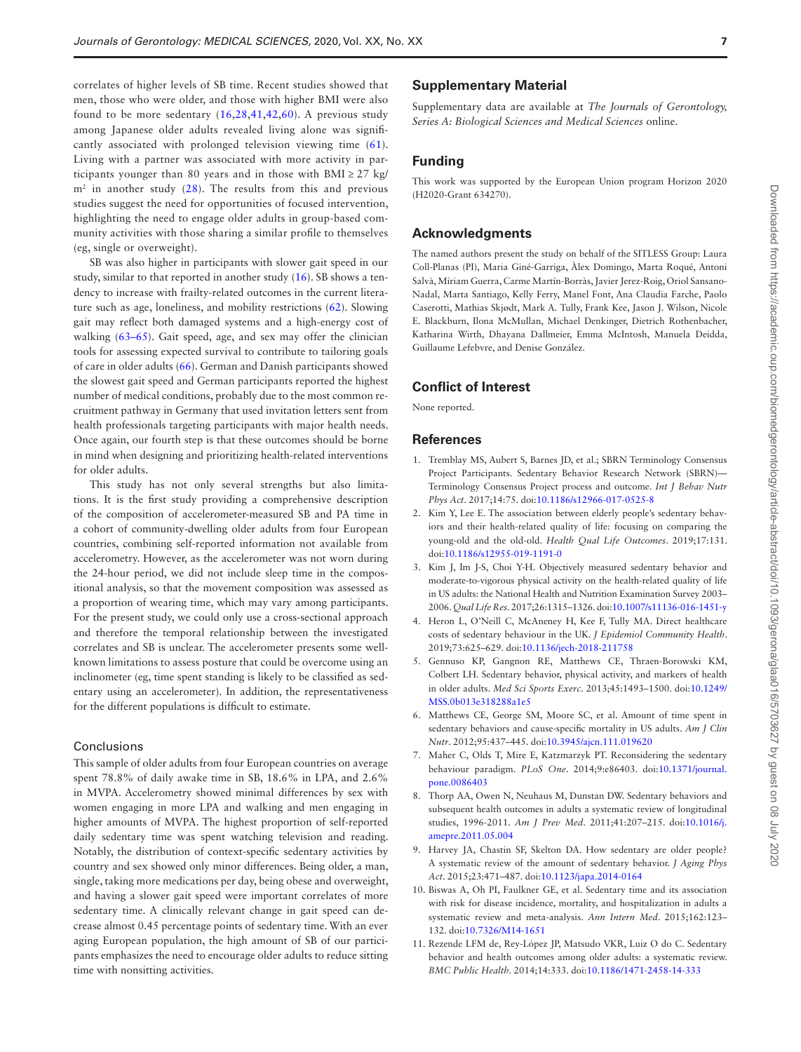correlates of higher levels of SB time. Recent studies showed that men, those who were older, and those with higher BMI were also found to be more sedentary (16,28,41,42,60). A previous study among Japanese older adults revealed living alone was significantly associated with prolonged television viewing time (61). Living with a partner was associated with more activity in participants younger than 80 years and in those with BMI ≥ 27 kg/m² in another study (28). The results from this and previous studies suggest the need for opportunities of focused intervention, highlighting the need to engage older adults in group-based community activities with those sharing a similar profile to themselves (eg, single or overweight).

SB was also higher in participants with slower gait speed in our study, similar to that reported in another study (16). SB shows a tendency to increase with frailty-related outcomes in the current literature such as age, loneliness, and mobility restrictions (62). Slowing gait may reflect both damaged systems and a high-energy cost of walking (63–65). Gait speed, age, and sex may offer the clinician tools for assessing expected survival to contribute to tailoring goals of care in older adults (66). German and Danish participants showed the slowest gait speed and German participants reported the highest number of medical conditions, probably due to the most common recruitment pathway in Germany that used invitation letters sent from health professionals targeting participants with major health needs. Once again, our fourth step is that these outcomes should be borne in mind when designing and prioritizing health-related interventions for older adults.

This study has not only several strengths but also limitations. It is the first study providing a comprehensive description of the composition of accelerometer-measured SB and PA time in a cohort of community-dwelling older adults from four European countries, combining self-reported information not available from accelerometry. However, as the accelerometer was not worn during the 24-hour period, we did not include sleep time in the compositional analysis, so that the movement composition was assessed as a proportion of wearing time, which may vary among participants. For the present study, we could only use a cross-sectional approach and therefore the temporal relationship between the investigated correlates and SB is unclear. The accelerometer presents some well-known limitations to assess posture that could be overcome using an inclinometer (eg, time spent standing is likely to be classified as sedentary using an accelerometer). In addition, the representativeness for the different populations is difficult to estimate.

## Conclusions

This sample of older adults from four European countries on average spent 78.8% of daily awake time in SB, 18.6% in LPA, and 2.6% in MVPA. Accelerometry showed minimal differences by sex with women engaging in more LPA and walking and men engaging in higher amounts of MVPA. The highest proportion of self-reported daily sedentary time was spent watching television and reading. Notably, the distribution of context-specific sedentary activities by country and sex showed only minor differences. Being older, a man, single, taking more medications per day, being obese and overweight, and having a slower gait speed were important correlates of more sedentary time. A clinically relevant change in gait speed can decrease almost 0.45 percentage points of sedentary time. With an ever aging European population, the high amount of SB of our participants emphasizes the need to encourage older adults to reduce sitting time with nonsitting activities.

## Supplementary Material

Supplementary data are available at *The Journals of Gerontology, Series A: Biological Sciences and Medical Sciences* online.

## Funding

This work was supported by the European Union program Horizon 2020 (H2020-Grant 634270).

## Acknowledgments

The named authors present the study on behalf of the SITLESS Group: Laura Coll-Planas (PI), Maria Giné-Garriga, Àlex Domingo, Marta Roqué, Antoni Salvà, Míriam Guerra, Carme Martín-Borràs, Javier Jerez-Roig, Oriol Sansano-Nadal, Marta Santiago, Kelly Ferry, Manel Font, Ana Claudia Farche, Paolo Caserotti, Mathias Skjødt, Mark A. Tully, Frank Kee, Jason J. Wilson, Nicole E. Blackburn, Ilona McMullan, Michael Denkinger, Dietrich Rothenbacher, Katharina Wirth, Dhayana Dallmeier, Emma McIntosh, Manuela Deidda, Guillaume Lefebvre, and Denise González.

## Conflict of Interest

None reported.

## References

1. Tremblay MS, Aubert S, Barnes JD, et al.; SBRN Terminology Consensus Project Participants. Sedentary Behavior Research Network (SBRN)—Terminology Consensus Project process and outcome. *Int J Behav Nutr Phys Act*. 2017;14:75. doi:10.1186/s12966-017-0525-8
2. Kim Y, Lee E. The association between elderly people's sedentary behaviors and their health-related quality of life: focusing on comparing the young-old and the old-old. *Health Qual Life Outcomes*. 2019;17:131. doi:10.1186/s12955-019-1191-0
3. Kim J, Im J-S, Choi Y-H. Objectively measured sedentary behavior and moderate-to-vigorous physical activity on the health-related quality of life in US adults: the National Health and Nutrition Examination Survey 2003–2006. *Qual Life Res*. 2017;26:1315–1326. doi:10.1007/s11136-016-1451-y
4. Heron L, O'Neill C, McAneney H, Kee F, Tully MA. Direct healthcare costs of sedentary behaviour in the UK. *J Epidemiol Community Health*. 2019;73:625–629. doi:10.1136/jech-2018-211758
5. Gennuso KP, Gangnon RE, Matthews CE, Thraen-Borowski KM, Colbert LH. Sedentary behavior, physical activity, and markers of health in older adults. *Med Sci Sports Exerc*. 2013;45:1493–1500. doi:10.1249/MSS.0b013e318288a1e5
6. Matthews CE, George SM, Moore SC, et al. Amount of time spent in sedentary behaviors and cause-specific mortality in US adults. *Am J Clin Nutr*. 2012;95:437–445. doi:10.3945/ajcn.111.019620
7. Maher C, Olds T, Mire E, Katzmarzyk PT. Reconsidering the sedentary behaviour paradigm. *PLoS One*. 2014;9:e86403. doi:10.1371/journal.pone.0086403
8. Thorp AA, Owen N, Neuhaus M, Dunstan DW. Sedentary behaviors and subsequent health outcomes in adults a systematic review of longitudinal studies, 1996-2011. *Am J Prev Med*. 2011;41:207–215. doi:10.1016/j.amepre.2011.05.004
9. Harvey JA, Chastin SF, Skelton DA. How sedentary are older people? A systematic review of the amount of sedentary behavior. *J Aging Phys Act*. 2015;23:471–487. doi:10.1123/japa.2014-0164
10. Biswas A, Oh PI, Faulkner GE, et al. Sedentary time and its association with risk for disease incidence, mortality, and hospitalization in adults a systematic review and meta-analysis. *Ann Intern Med*. 2015;162:123–132. doi:10.7326/M14-1651
11. Rezende LFM de, Rey-López JP, Matsudo VKR, Luiz O do C. Sedentary behavior and health outcomes among older adults: a systematic review. *BMC Public Health*. 2014;14:333. doi:10.1186/1471-2458-14-333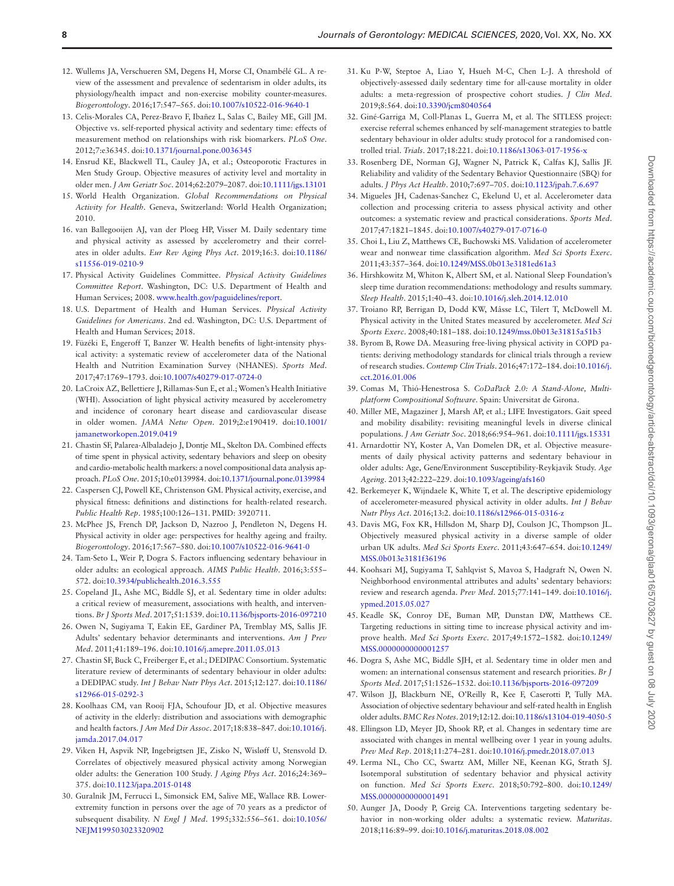12. Wullems JA, Verschueren SM, Degens H, Morse CI, Onambélé GL. A review of the assessment and prevalence of sedentarism in older adults, its physiology/health impact and non-exercise mobility counter-measures. *Biogerontology*. 2016;17:547–565. doi:10.1007/s10522-016-9640-1
13. Celis-Morales CA, Perez-Bravo F, Ibañez L, Salas C, Bailey ME, Gill JM. Objective vs. self-reported physical activity and sedentary time: effects of measurement method on relationships with risk biomarkers. *PLoS One*. 2012;7:e36345. doi:10.1371/journal.pone.0036345
14. Ensrud KE, Blackwell TL, Cauley JA, et al.; Osteoporotic Fractures in Men Study Group. Objective measures of activity level and mortality in older men. *J Am Geriatr Soc*. 2014;62:2079–2087. doi:10.1111/jgs.13101
15. World Health Organization. *Global Recommendations on Physical Activity for Health*. Geneva, Switzerland: World Health Organization; 2010.
16. van Ballegooijen AJ, van der Ploeg HP, Visser M. Daily sedentary time and physical activity as assessed by accelerometry and their correlates in older adults. *Eur Rev Aging Phys Act*. 2019;16:3. doi:10.1186/s11556-019-0210-9
17. Physical Activity Guidelines Committee. *Physical Activity Guidelines Committee Report*. Washington, DC: U.S. Department of Health and Human Services; 2008. www.health.gov/paguidelines/report.
18. U.S. Department of Health and Human Services. *Physical Activity Guidelines for Americans*. 2nd ed. Washington, DC: U.S. Department of Health and Human Services; 2018.
19. Füzéki E, Engeroff T, Banzer W. Health benefits of light-intensity physical activity: a systematic review of accelerometer data of the National Health and Nutrition Examination Survey (NHANES). *Sports Med*. 2017;47:1769–1793. doi:10.1007/s40279-017-0724-0
20. LaCroix AZ, Bellettiere J, Rillamas-Sun E, et al.; Women's Health Initiative (WHI). Association of light physical activity measured by accelerometry and incidence of coronary heart disease and cardiovascular disease in older women. *JAMA Netw Open*. 2019;2:e190419. doi:10.1001/jamanetworkopen.2019.0419
21. Chastin SF, Palarea-Albaladejo J, Dontje ML, Skelton DA. Combined effects of time spent in physical activity, sedentary behaviors and sleep on obesity and cardio-metabolic health markers: a novel compositional data analysis approach. *PLoS One*. 2015;10:e0139984. doi:10.1371/journal.pone.0139984
22. Caspersen CJ, Powell KE, Christenson GM. Physical activity, exercise, and physical fitness: definitions and distinctions for health-related research. *Public Health Rep*. 1985;100:126–131. PMID: 3920711.
23. McPhee JS, French DP, Jackson D, Nazroo J, Pendleton N, Degens H. Physical activity in older age: perspectives for healthy ageing and frailty. *Biogerontology*. 2016;17:567–580. doi:10.1007/s10522-016-9641-0
24. Tam-Seto L, Weir P, Dogra S. Factors influencing sedentary behaviour in older adults: an ecological approach. *AIMS Public Health*. 2016;3:555–572. doi:10.3934/publichealth.2016.3.555
25. Copeland JL, Ashe MC, Biddle SJ, et al. Sedentary time in older adults: a critical review of measurement, associations with health, and interventions. *Br J Sports Med*. 2017;51:1539. doi:10.1136/bjsports-2016-097210
26. Owen N, Sugiyama T, Eakin EE, Gardiner PA, Tremblay MS, Sallis JF. Adults' sedentary behavior determinants and interventions. *Am J Prev Med*. 2011;41:189–196. doi:10.1016/j.amepre.2011.05.013
27. Chastin SF, Buck C, Freiberger E, et al.; DEDIPAC Consortium. Systematic literature review of determinants of sedentary behaviour in older adults: a DEDIPAC study. *Int J Behav Nutr Phys Act*. 2015;12:127. doi:10.1186/s12966-015-0292-3
28. Koolhaas CM, van Rooij FJA, Schoufour JD, et al. Objective measures of activity in the elderly: distribution and associations with demographic and health factors. *J Am Med Dir Assoc*. 2017;18:838–847. doi:10.1016/j.jamda.2017.04.017
29. Viken H, Aspvik NP, Ingebrigtsen JE, Zisko N, Wisløff U, Stensvold D. Correlates of objectively measured physical activity among Norwegian older adults: the Generation 100 Study. *J Aging Phys Act*. 2016;24:369–375. doi:10.1123/japa.2015-0148
30. Guralnik JM, Ferrucci L, Simonsick EM, Salive ME, Wallace RB. Lower-extremity function in persons over the age of 70 years as a predictor of subsequent disability. *N Engl J Med*. 1995;332:556–561. doi:10.1056/NEJM199503023320902
31. Ku P-W, Steptoe A, Liao Y, Hsueh M-C, Chen L-J. A threshold of objectively-assessed daily sedentary time for all-cause mortality in older adults: a meta-regression of prospective cohort studies. *J Clin Med*. 2019;8:564. doi:10.3390/jcm8040564
32. Giné-Garriga M, Coll-Planas L, Guerra M, et al. The SITLESS project: exercise referral schemes enhanced by self-management strategies to battle sedentary behaviour in older adults: study protocol for a randomised controlled trial. *Trials*. 2017;18:221. doi:10.1186/s13063-017-1956-x
33. Rosenberg DE, Norman GJ, Wagner N, Patrick K, Calfas KJ, Sallis JF. Reliability and validity of the Sedentary Behavior Questionnaire (SBQ) for adults. *J Phys Act Health*. 2010;7:697–705. doi:10.1123/jpah.7.6.697
34. Migueles JH, Cadenas-Sanchez C, Ekelund U, et al. Accelerometer data collection and processing criteria to assess physical activity and other outcomes: a systematic review and practical considerations. *Sports Med*. 2017;47:1821–1845. doi:10.1007/s40279-017-0716-0
35. Choi L, Liu Z, Matthews CE, Buchowski MS. Validation of accelerometer wear and nonwear time classification algorithm. *Med Sci Sports Exerc*. 2011;43:357–364. doi:10.1249/MSS.0b013e3181ed61a3
36. Hirshkowitz M, Whiton K, Albert SM, et al. National Sleep Foundation's sleep time duration recommendations: methodology and results summary. *Sleep Health*. 2015;1:40–43. doi:10.1016/j.sleh.2014.12.010
37. Troiano RP, Berrigan D, Dodd KW, Mâsse LC, Tilert T, McDowell M. Physical activity in the United States measured by accelerometer. *Med Sci Sports Exerc*. 2008;40:181–188. doi:10.1249/mss.0b013e31815a51b3
38. Byrom B, Rowe DA. Measuring free-living physical activity in COPD patients: deriving methodology standards for clinical trials through a review of research studies. *Contemp Clin Trials*. 2016;47:172–184. doi:10.1016/j.cct.2016.01.006
39. Comas M, Thió-Henestrosa S. *CoDaPack 2.0: A Stand-Alone, Multi-platform Compositional Software*. Spain: Universitat de Girona.
40. Miller ME, Magaziner J, Marsh AP, et al.; LIFE Investigators. Gait speed and mobility disability: revisiting meaningful levels in diverse clinical populations. *J Am Geriatr Soc*. 2018;66:954–961. doi:10.1111/jgs.15331
41. Arnardottir NY, Koster A, Van Domelen DR, et al. Objective measurements of daily physical activity patterns and sedentary behaviour in older adults: Age, Gene/Environment Susceptibility-Reykjavik Study. *Age Ageing*. 2013;42:222–229. doi:10.1093/ageing/afs160
42. Berkemeyer K, Wijndaele K, White T, et al. The descriptive epidemiology of accelerometer-measured physical activity in older adults. *Int J Behav Nutr Phys Act*. 2016;13:2. doi:10.1186/s12966-015-0316-z
43. Davis MG, Fox KR, Hillsdon M, Sharp DJ, Coulson JC, Thompson JL. Objectively measured physical activity in a diverse sample of older urban UK adults. *Med Sci Sports Exerc*. 2011;43:647–654. doi:10.1249/MSS.0b013e3181f36196
44. Koohsari MJ, Sugiyama T, Sahlqvist S, Mavoa S, Hadgraft N, Owen N. Neighborhood environmental attributes and adults' sedentary behaviors: review and research agenda. *Prev Med*. 2015;77:141–149. doi:10.1016/j.ypmed.2015.05.027
45. Keadle SK, Conroy DE, Buman MP, Dunstan DW, Matthews CE. Targeting reductions in sitting time to increase physical activity and improve health. *Med Sci Sports Exerc*. 2017;49:1572–1582. doi:10.1249/MSS.0000000000001257
46. Dogra S, Ashe MC, Biddle SJH, et al. Sedentary time in older men and women: an international consensus statement and research priorities. *Br J Sports Med*. 2017;51:1526–1532. doi:10.1136/bjsports-2016-097209
47. Wilson JJ, Blackburn NE, O'Reilly R, Kee F, Caserotti P, Tully MA. Association of objective sedentary behaviour and self-rated health in English older adults. *BMC Res Notes*. 2019;12:12. doi:10.1186/s13104-019-4050-5
48. Ellingson LD, Meyer JD, Shook RP, et al. Changes in sedentary time are associated with changes in mental wellbeing over 1 year in young adults. *Prev Med Rep*. 2018;11:274–281. doi:10.1016/j.pmedr.2018.07.013
49. Lerma NL, Cho CC, Swartz AM, Miller NE, Keenan KG, Strath SJ. Isotemporal substitution of sedentary behavior and physical activity on function. *Med Sci Sports Exerc*. 2018;50:792–800. doi:10.1249/MSS.0000000000001491
50. Aunger JA, Doody P, Greig CA. Interventions targeting sedentary behavior in non-working older adults: a systematic review. *Maturitas*. 2018;116:89–99. doi:10.1016/j.maturitas.2018.08.002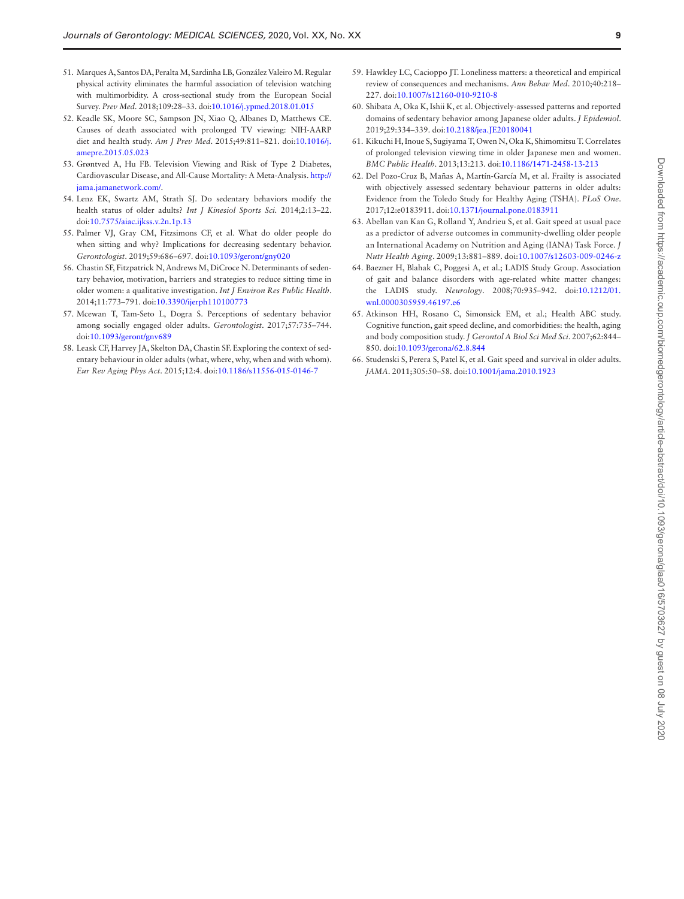51. Marques A, Santos DA, Peralta M, Sardinha LB, González Valeiro M. Regular physical activity eliminates the harmful association of television watching with multimorbidity. A cross-sectional study from the European Social Survey. *Prev Med*. 2018;109:28–33. doi:10.1016/j.ypmed.2018.01.015
52. Keadle SK, Moore SC, Sampson JN, Xiao Q, Albanes D, Matthews CE. Causes of death associated with prolonged TV viewing: NIH-AARP diet and health study. *Am J Prev Med*. 2015;49:811–821. doi:10.1016/j.amepre.2015.05.023
53. Grøntved A, Hu FB. Television Viewing and Risk of Type 2 Diabetes, Cardiovascular Disease, and All-Cause Mortality: A Meta-Analysis. http://jama.jamanetwork.com/.
54. Lenz EK, Swartz AM, Strath SJ. Do sedentary behaviors modify the health status of older adults? *Int J Kinesiol Sports Sci*. 2014;2:13–22. doi:10.7575/aiac.ijkss.v.2n.1p.13
55. Palmer VJ, Gray CM, Fitzsimons CF, et al. What do older people do when sitting and why? Implications for decreasing sedentary behavior. *Gerontologist*. 2019;59:686–697. doi:10.1093/geront/gny020
56. Chastin SF, Fitzpatrick N, Andrews M, DiCroce N. Determinants of sedentary behavior, motivation, barriers and strategies to reduce sitting time in older women: a qualitative investigation. *Int J Environ Res Public Health*. 2014;11:773–791. doi:10.3390/ijerph110100773
57. Mcewan T, Tam-Seto L, Dogra S. Perceptions of sedentary behavior among socially engaged older adults. *Gerontologist*. 2017;57:735–744. doi:10.1093/geront/gnv689
58. Leask CF, Harvey JA, Skelton DA, Chastin SF. Exploring the context of sedentary behaviour in older adults (what, where, why, when and with whom). *Eur Rev Aging Phys Act*. 2015;12:4. doi:10.1186/s11556-015-0146-7
59. Hawkley LC, Cacioppo JT. Loneliness matters: a theoretical and empirical review of consequences and mechanisms. *Ann Behav Med*. 2010;40:218–227. doi:10.1007/s12160-010-9210-8
60. Shibata A, Oka K, Ishii K, et al. Objectively-assessed patterns and reported domains of sedentary behavior among Japanese older adults. *J Epidemiol*. 2019;29:334–339. doi:10.2188/jea.JE20180041
61. Kikuchi H, Inoue S, Sugiyama T, Owen N, Oka K, Shimomitsu T. Correlates of prolonged television viewing time in older Japanese men and women. *BMC Public Health*. 2013;13:213. doi:10.1186/1471-2458-13-213
62. Del Pozo-Cruz B, Mañas A, Martín-García M, et al. Frailty is associated with objectively assessed sedentary behaviour patterns in older adults: Evidence from the Toledo Study for Healthy Aging (TSHA). *PLoS One*. 2017;12:e0183911. doi:10.1371/journal.pone.0183911
63. Abellan van Kan G, Rolland Y, Andrieu S, et al. Gait speed at usual pace as a predictor of adverse outcomes in community-dwelling older people an International Academy on Nutrition and Aging (IANA) Task Force. *J Nutr Health Aging*. 2009;13:881–889. doi:10.1007/s12603-009-0246-z
64. Baezner H, Blahak C, Poggesi A, et al.; LADIS Study Group. Association of gait and balance disorders with age-related white matter changes: the LADIS study. *Neurology*. 2008;70:935–942. doi:10.1212/01.wnl.0000305959.46197.e6
65. Atkinson HH, Rosano C, Simonsick EM, et al.; Health ABC study. Cognitive function, gait speed decline, and comorbidities: the health, aging and body composition study. *J Gerontol A Biol Sci Med Sci*. 2007;62:844–850. doi:10.1093/gerona/62.8.844
66. Studenski S, Perera S, Patel K, et al. Gait speed and survival in older adults. *JAMA*. 2011;305:50–58. doi:10.1001/jama.2010.1923